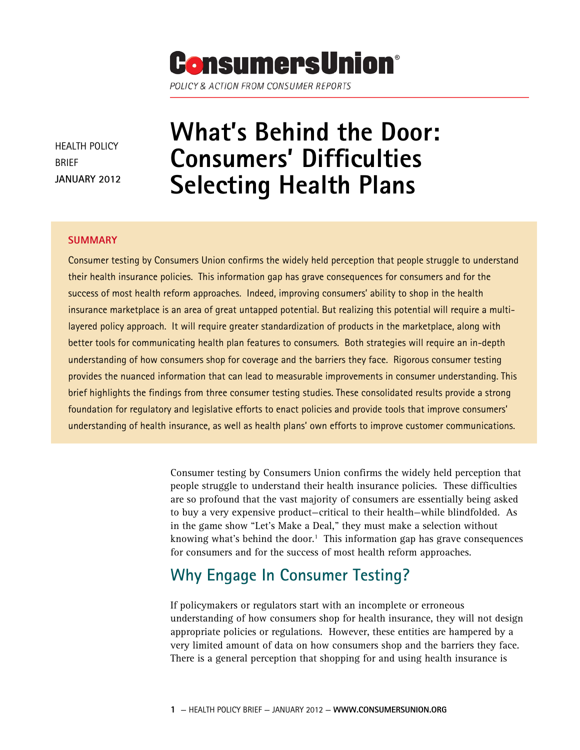ConsumersUnion®

*POLICY & ACTION FROM CONSUMER REPORTS*

HEALTH POLICY BRIEF

JANUARY 2012

# What's Behind the Door: Consumers' Difficulties Selecting Health Plans

**SUMMARY**

Consumer testing by Consumers Union confirms the widely held perception that people struggle to understand their health insurance policies. This information gap has grave consequences for consumers and for the success of most health reform approaches. Indeed, improving consumers' ability to shop in the health insurance marketplace is an area of great untapped potential. But realizing this potential will require a multi-layered policy approach. It will require greater standardization of products in the marketplace, along with better tools for communicating health plan features to consumers. Both strategies will require an in-depth understanding of how consumers shop for coverage and the barriers they face. Rigorous consumer testing provides the nuanced information that can lead to measurable improvements in consumer understanding. This brief highlights the findings from three consumer testing studies. These consolidated results provide a strong foundation for regulatory and legislative efforts to enact policies and provide tools that improve consumers' understanding of health insurance, as well as health plans' own efforts to improve customer communications.

Consumer testing by Consumers Union confirms the widely held perception that people struggle to understand their health insurance policies. These difficulties are so profound that the vast majority of consumers are essentially being asked to buy a very expensive product—critical to their health—while blindfolded. As in the game show "Let's Make a Deal," they must make a selection without knowing what's behind the door.[1] This information gap has grave consequences for consumers and for the success of most health reform approaches.

## Why Engage In Consumer Testing?

If policymakers or regulators start with an incomplete or erroneous understanding of how consumers shop for health insurance, they will not design appropriate policies or regulations. However, these entities are hampered by a very limited amount of data on how consumers shop and the barriers they face. There is a general perception that shopping for and using health insurance is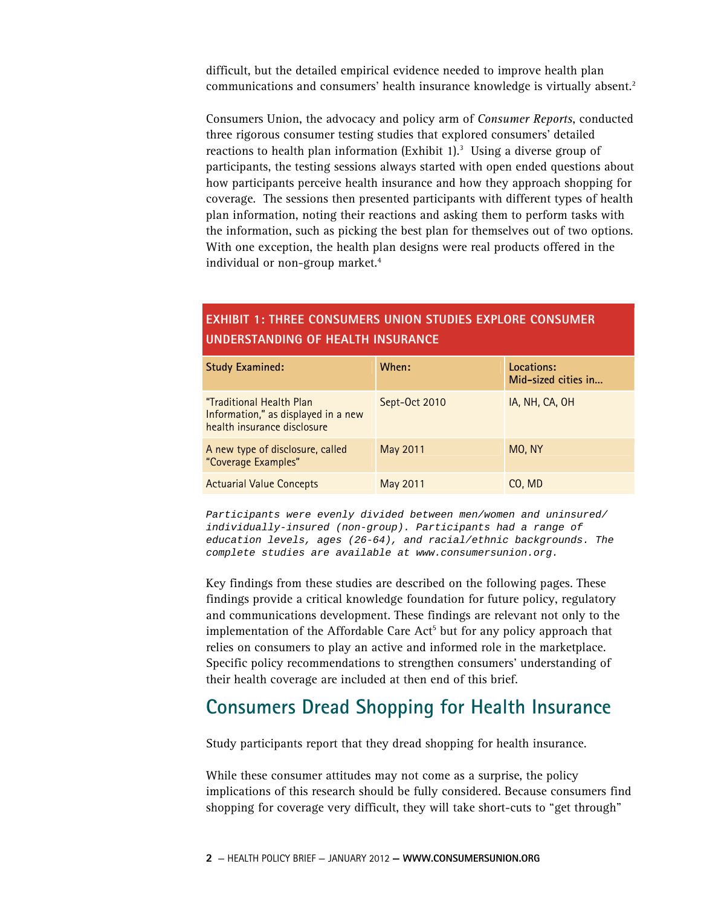difficult, but the detailed empirical evidence needed to improve health plan communications and consumers' health insurance knowledge is virtually absent.[2]

Consumers Union, the advocacy and policy arm of *Consumer Reports*, conducted three rigorous consumer testing studies that explored consumers' detailed reactions to health plan information (Exhibit 1).[3] Using a diverse group of participants, the testing sessions always started with open ended questions about how participants perceive health insurance and how they approach shopping for coverage. The sessions then presented participants with different types of health plan information, noting their reactions and asking them to perform tasks with the information, such as picking the best plan for themselves out of two options. With one exception, the health plan designs were real products offered in the individual or non-group market.[4]

**EXHIBIT 1: THREE CONSUMERS UNION STUDIES EXPLORE CONSUMER UNDERSTANDING OF HEALTH INSURANCE**

| Study Examined: | When: | Locations: Mid-sized cities in... |
|---|---|---|
| "Traditional Health Plan Information," as displayed in a new health insurance disclosure | Sept-Oct 2010 | IA, NH, CA, OH |
| A new type of disclosure, called "Coverage Examples" | May 2011 | MO, NY |
| Actuarial Value Concepts | May 2011 | CO, MD |

*Participants were evenly divided between men/women and uninsured/ individually-insured (non-group). Participants had a range of education levels, ages (26-64), and racial/ethnic backgrounds. The complete studies are available at www.consumersunion.org.*

Key findings from these studies are described on the following pages. These findings provide a critical knowledge foundation for future policy, regulatory and communications development. These findings are relevant not only to the implementation of the Affordable Care Act[5] but for any policy approach that relies on consumers to play an active and informed role in the marketplace. Specific policy recommendations to strengthen consumers' understanding of their health coverage are included at then end of this brief.

## Consumers Dread Shopping for Health Insurance

Study participants report that they dread shopping for health insurance.

While these consumer attitudes may not come as a surprise, the policy implications of this research should be fully considered. Because consumers find shopping for coverage very difficult, they will take short-cuts to "get through"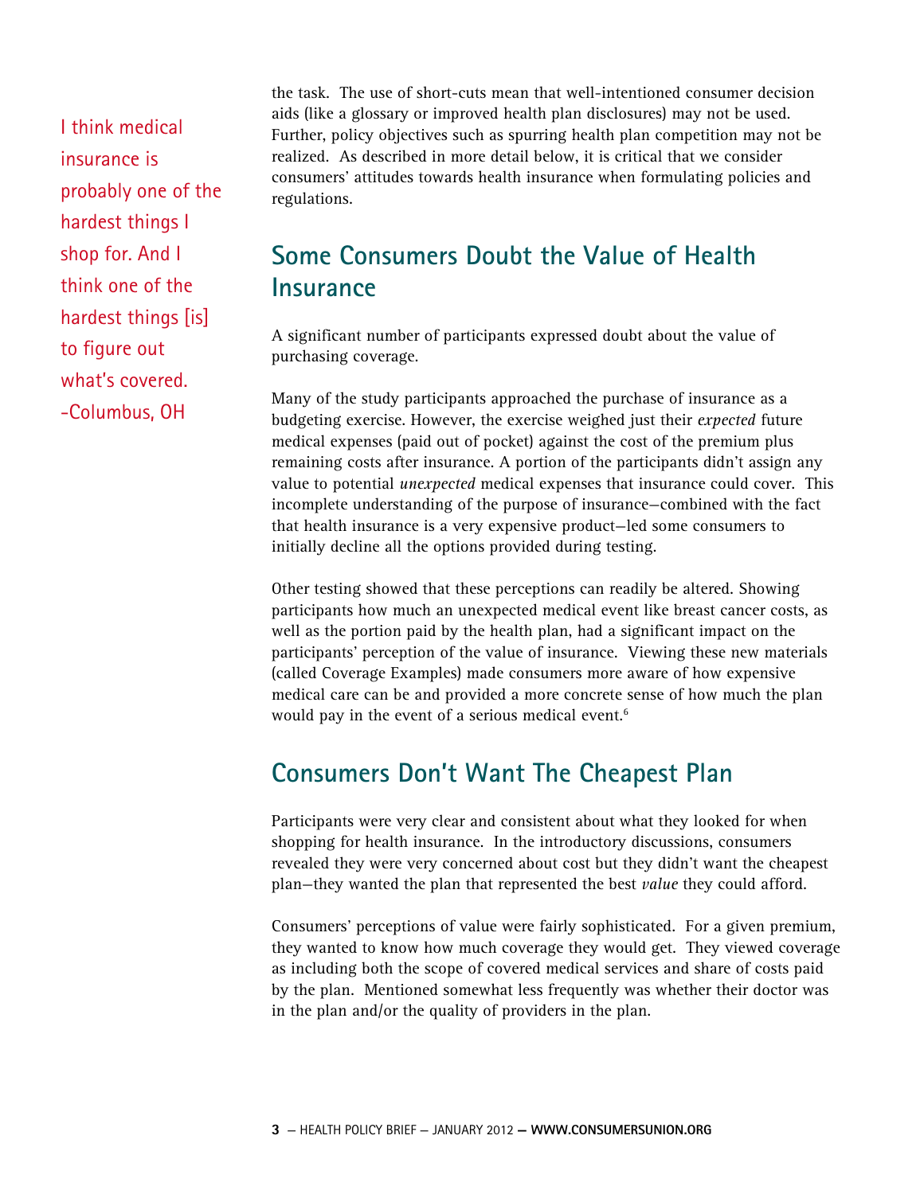I think medical insurance is probably one of the hardest things I shop for. And I think one of the hardest things [is] to figure out what's covered.
-Columbus, OH

the task. The use of short-cuts mean that well-intentioned consumer decision aids (like a glossary or improved health plan disclosures) may not be used. Further, policy objectives such as spurring health plan competition may not be realized. As described in more detail below, it is critical that we consider consumers' attitudes towards health insurance when formulating policies and regulations.

## Some Consumers Doubt the Value of Health Insurance

A significant number of participants expressed doubt about the value of purchasing coverage.

Many of the study participants approached the purchase of insurance as a budgeting exercise. However, the exercise weighed just their *expected* future medical expenses (paid out of pocket) against the cost of the premium plus remaining costs after insurance. A portion of the participants didn't assign any value to potential *unexpected* medical expenses that insurance could cover. This incomplete understanding of the purpose of insurance—combined with the fact that health insurance is a very expensive product—led some consumers to initially decline all the options provided during testing.

Other testing showed that these perceptions can readily be altered. Showing participants how much an unexpected medical event like breast cancer costs, as well as the portion paid by the health plan, had a significant impact on the participants' perception of the value of insurance. Viewing these new materials (called Coverage Examples) made consumers more aware of how expensive medical care can be and provided a more concrete sense of how much the plan would pay in the event of a serious medical event.[6]

## Consumers Don't Want The Cheapest Plan

Participants were very clear and consistent about what they looked for when shopping for health insurance. In the introductory discussions, consumers revealed they were very concerned about cost but they didn't want the cheapest plan—they wanted the plan that represented the best *value* they could afford.

Consumers' perceptions of value were fairly sophisticated. For a given premium, they wanted to know how much coverage they would get. They viewed coverage as including both the scope of covered medical services and share of costs paid by the plan. Mentioned somewhat less frequently was whether their doctor was in the plan and/or the quality of providers in the plan.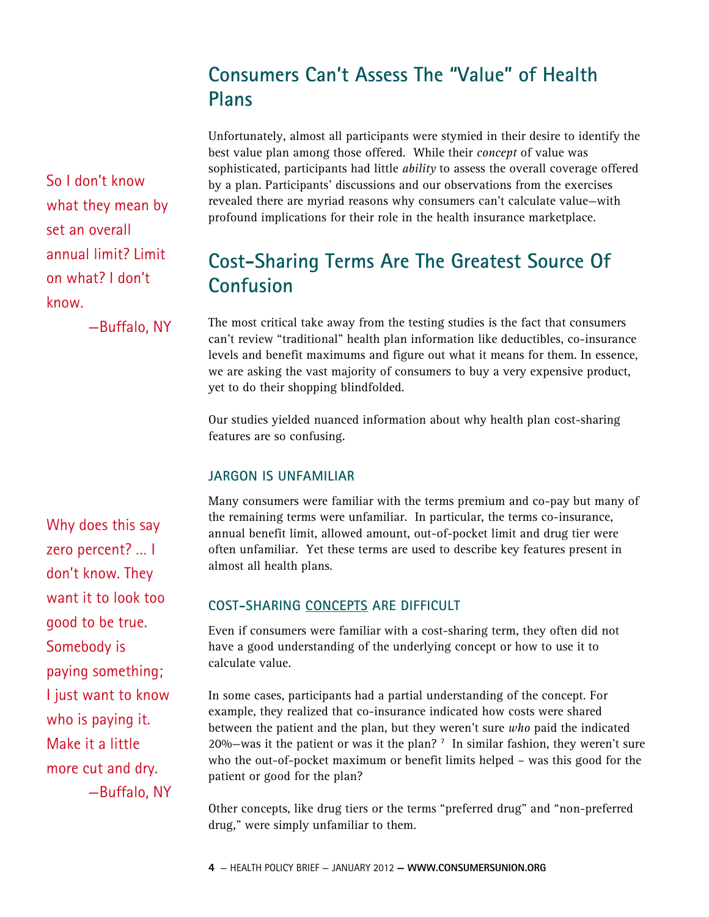## Consumers Can't Assess The "Value" of Health Plans

Unfortunately, almost all participants were stymied in their desire to identify the best value plan among those offered. While their *concept* of value was sophisticated, participants had little *ability* to assess the overall coverage offered by a plan. Participants' discussions and our observations from the exercises revealed there are myriad reasons why consumers can't calculate value—with profound implications for their role in the health insurance marketplace.

> So I don't know what they mean by set an overall annual limit? Limit on what? I don't know.
>
> —Buffalo, NY

## Cost-Sharing Terms Are The Greatest Source Of Confusion

The most critical take away from the testing studies is the fact that consumers can't review "traditional" health plan information like deductibles, co-insurance levels and benefit maximums and figure out what it means for them. In essence, we are asking the vast majority of consumers to buy a very expensive product, yet to do their shopping blindfolded.

Our studies yielded nuanced information about why health plan cost-sharing features are so confusing.

### JARGON IS UNFAMILIAR

Many consumers were familiar with the terms premium and co-pay but many of the remaining terms were unfamiliar. In particular, the terms co-insurance, annual benefit limit, allowed amount, out-of-pocket limit and drug tier were often unfamiliar. Yet these terms are used to describe key features present in almost all health plans.

> Why does this say zero percent? ... I don't know. They want it to look too good to be true. Somebody is paying something; I just want to know who is paying it. Make it a little more cut and dry.
>
> —Buffalo, NY

### COST-SHARING CONCEPTS ARE DIFFICULT

Even if consumers were familiar with a cost-sharing term, they often did not have a good understanding of the underlying concept or how to use it to calculate value.

In some cases, participants had a partial understanding of the concept. For example, they realized that co-insurance indicated how costs were shared between the patient and the plan, but they weren't sure *who* paid the indicated 20%—was it the patient or was it the plan? [7] In similar fashion, they weren't sure who the out-of-pocket maximum or benefit limits helped – was this good for the patient or good for the plan?

Other concepts, like drug tiers or the terms "preferred drug" and "non-preferred drug," were simply unfamiliar to them.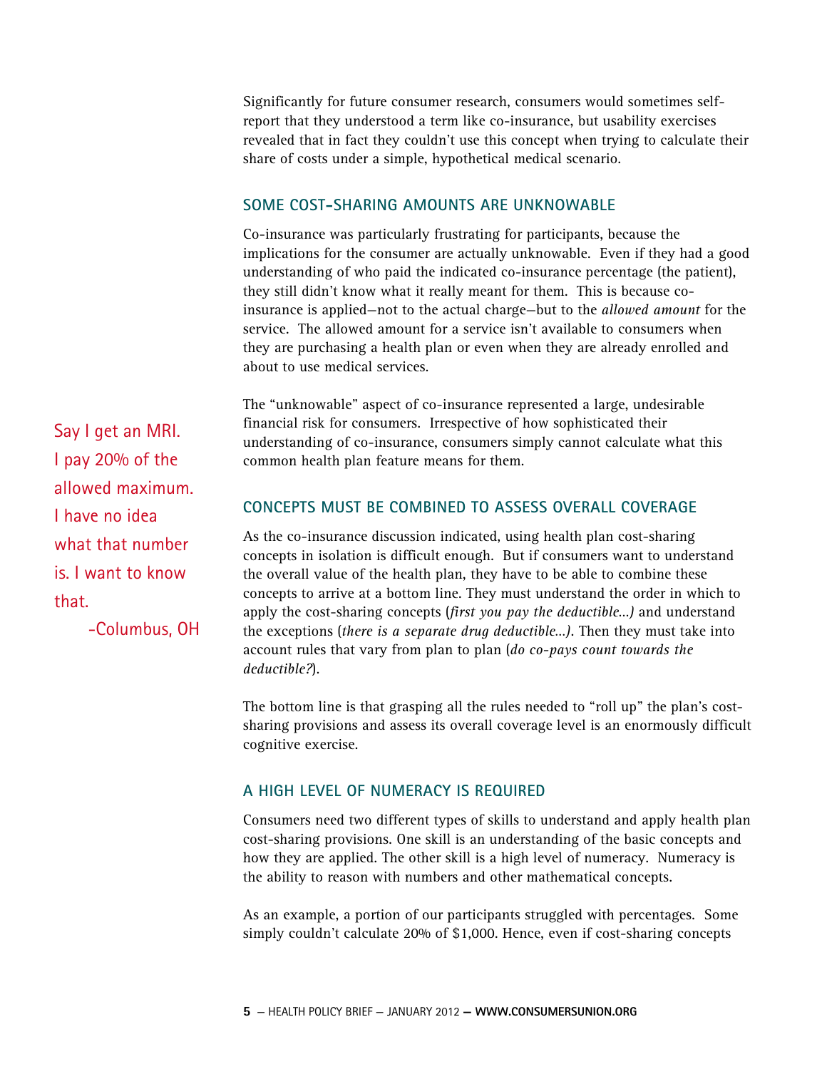Significantly for future consumer research, consumers would sometimes self-report that they understood a term like co-insurance, but usability exercises revealed that in fact they couldn't use this concept when trying to calculate their share of costs under a simple, hypothetical medical scenario.

### SOME COST-SHARING AMOUNTS ARE UNKNOWABLE

Co-insurance was particularly frustrating for participants, because the implications for the consumer are actually unknowable. Even if they had a good understanding of who paid the indicated co-insurance percentage (the patient), they still didn't know what it really meant for them. This is because co-insurance is applied—not to the actual charge—but to the *allowed amount* for the service. The allowed amount for a service isn't available to consumers when they are purchasing a health plan or even when they are already enrolled and about to use medical services.

The "unknowable" aspect of co-insurance represented a large, undesirable financial risk for consumers. Irrespective of how sophisticated their understanding of co-insurance, consumers simply cannot calculate what this common health plan feature means for them.

> Say I get an MRI. I pay 20% of the allowed maximum. I have no idea what that number is. I want to know that.
>
> -Columbus, OH

### CONCEPTS MUST BE COMBINED TO ASSESS OVERALL COVERAGE

As the co-insurance discussion indicated, using health plan cost-sharing concepts in isolation is difficult enough. But if consumers want to understand the overall value of the health plan, they have to be able to combine these concepts to arrive at a bottom line. They must understand the order in which to apply the cost-sharing concepts (*first you pay the deductible...)* and understand the exceptions (*there is a separate drug deductible...)*. Then they must take into account rules that vary from plan to plan (*do co-pays count towards the deductible?*).

The bottom line is that grasping all the rules needed to "roll up" the plan's cost-sharing provisions and assess its overall coverage level is an enormously difficult cognitive exercise.

### A HIGH LEVEL OF NUMERACY IS REQUIRED

Consumers need two different types of skills to understand and apply health plan cost-sharing provisions. One skill is an understanding of the basic concepts and how they are applied. The other skill is a high level of numeracy. Numeracy is the ability to reason with numbers and other mathematical concepts.

As an example, a portion of our participants struggled with percentages. Some simply couldn't calculate 20% of $1,000. Hence, even if cost-sharing concepts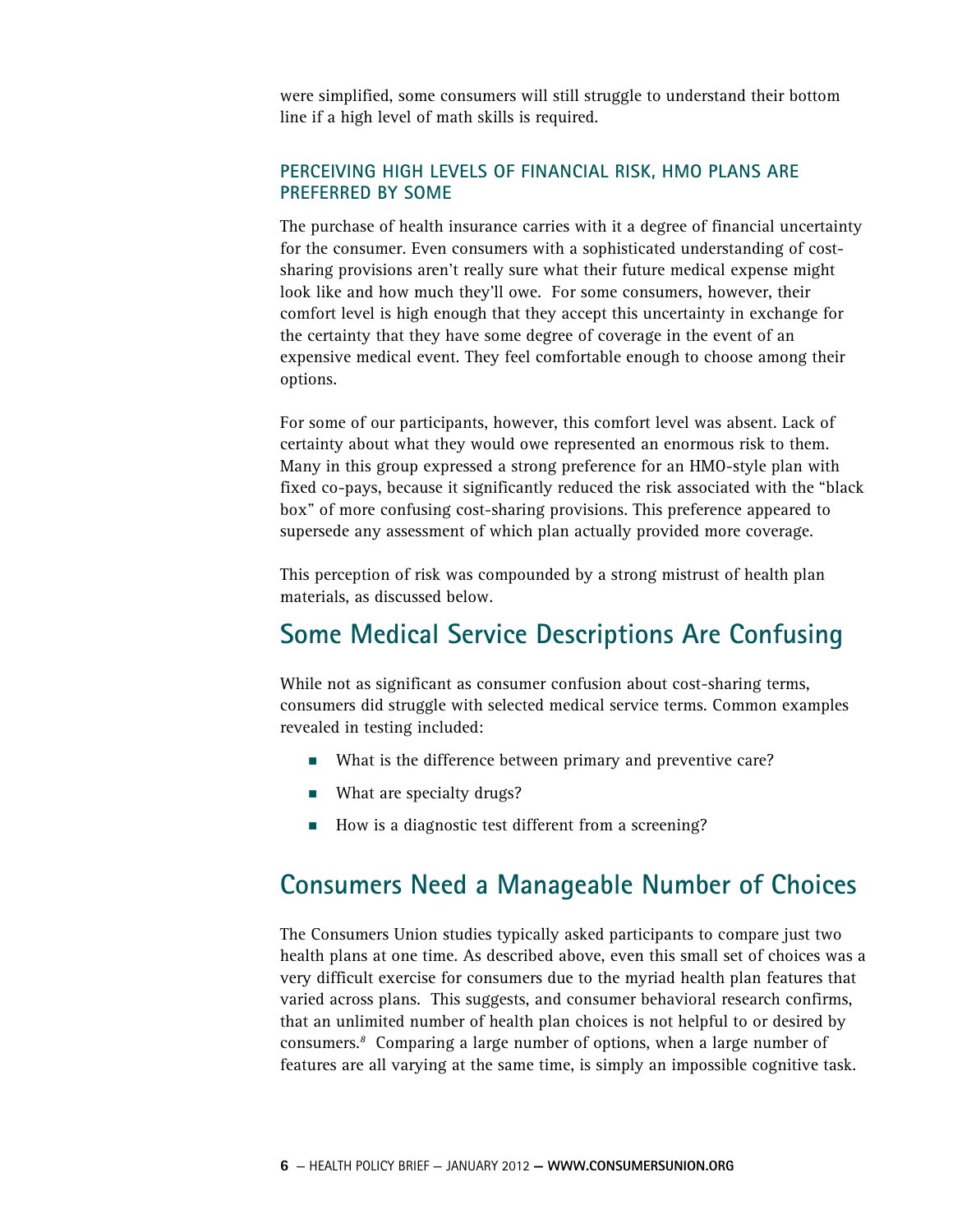were simplified, some consumers will still struggle to understand their bottom line if a high level of math skills is required.

### PERCEIVING HIGH LEVELS OF FINANCIAL RISK, HMO PLANS ARE PREFERRED BY SOME

The purchase of health insurance carries with it a degree of financial uncertainty for the consumer. Even consumers with a sophisticated understanding of cost-sharing provisions aren't really sure what their future medical expense might look like and how much they'll owe. For some consumers, however, their comfort level is high enough that they accept this uncertainty in exchange for the certainty that they have some degree of coverage in the event of an expensive medical event. They feel comfortable enough to choose among their options.

For some of our participants, however, this comfort level was absent. Lack of certainty about what they would owe represented an enormous risk to them. Many in this group expressed a strong preference for an HMO-style plan with fixed co-pays, because it significantly reduced the risk associated with the "black box" of more confusing cost-sharing provisions. This preference appeared to supersede any assessment of which plan actually provided more coverage.

This perception of risk was compounded by a strong mistrust of health plan materials, as discussed below.

## Some Medical Service Descriptions Are Confusing

While not as significant as consumer confusion about cost-sharing terms, consumers did struggle with selected medical service terms. Common examples revealed in testing included:

- What is the difference between primary and preventive care?
- What are specialty drugs?
- How is a diagnostic test different from a screening?

## Consumers Need a Manageable Number of Choices

The Consumers Union studies typically asked participants to compare just two health plans at one time. As described above, even this small set of choices was a very difficult exercise for consumers due to the myriad health plan features that varied across plans. This suggests, and consumer behavioral research confirms, that an unlimited number of health plan choices is not helpful to or desired by consumers.[8] Comparing a large number of options, when a large number of features are all varying at the same time, is simply an impossible cognitive task.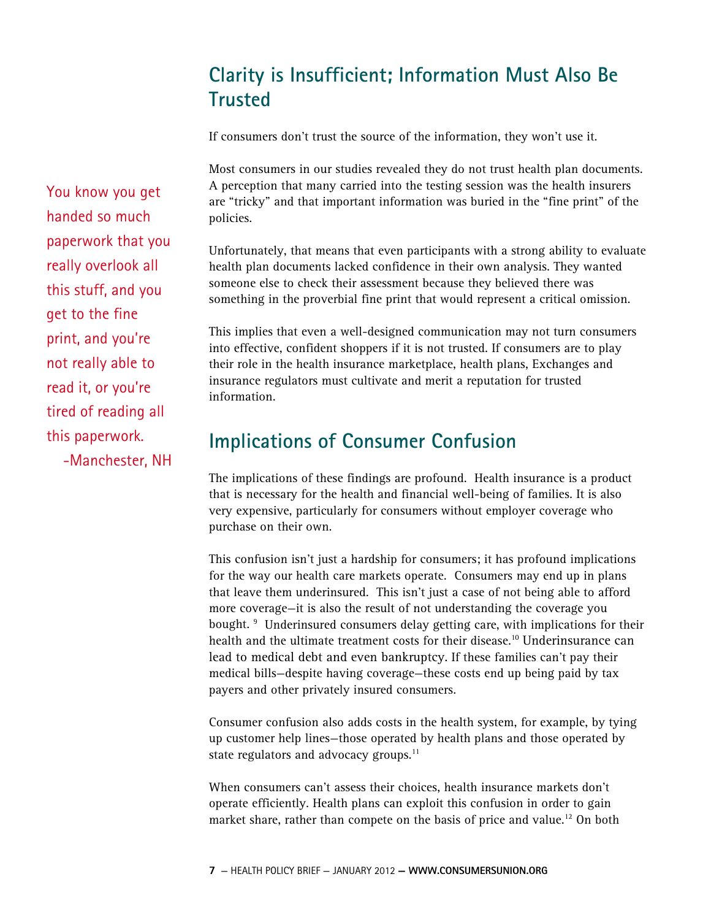## Clarity is Insufficient; Information Must Also Be Trusted

If consumers don't trust the source of the information, they won't use it.

> You know you get handed so much paperwork that you really overlook all this stuff, and you get to the fine print, and you're not really able to read it, or you're tired of reading all this paperwork.
> -Manchester, NH

Most consumers in our studies revealed they do not trust health plan documents. A perception that many carried into the testing session was the health insurers are "tricky" and that important information was buried in the "fine print" of the policies.

Unfortunately, that means that even participants with a strong ability to evaluate health plan documents lacked confidence in their own analysis. They wanted someone else to check their assessment because they believed there was something in the proverbial fine print that would represent a critical omission.

This implies that even a well-designed communication may not turn consumers into effective, confident shoppers if it is not trusted. If consumers are to play their role in the health insurance marketplace, health plans, Exchanges and insurance regulators must cultivate and merit a reputation for trusted information.

## Implications of Consumer Confusion

The implications of these findings are profound. Health insurance is a product that is necessary for the health and financial well-being of families. It is also very expensive, particularly for consumers without employer coverage who purchase on their own.

This confusion isn't just a hardship for consumers; it has profound implications for the way our health care markets operate. Consumers may end up in plans that leave them underinsured. This isn't just a case of not being able to afford more coverage—it is also the result of not understanding the coverage you bought. [9] Underinsured consumers delay getting care, with implications for their health and the ultimate treatment costs for their disease.[10] Underinsurance can lead to medical debt and even bankruptcy. If these families can't pay their medical bills—despite having coverage—these costs end up being paid by tax payers and other privately insured consumers.

Consumer confusion also adds costs in the health system, for example, by tying up customer help lines—those operated by health plans and those operated by state regulators and advocacy groups.[11]

When consumers can't assess their choices, health insurance markets don't operate efficiently. Health plans can exploit this confusion in order to gain market share, rather than compete on the basis of price and value.[12] On both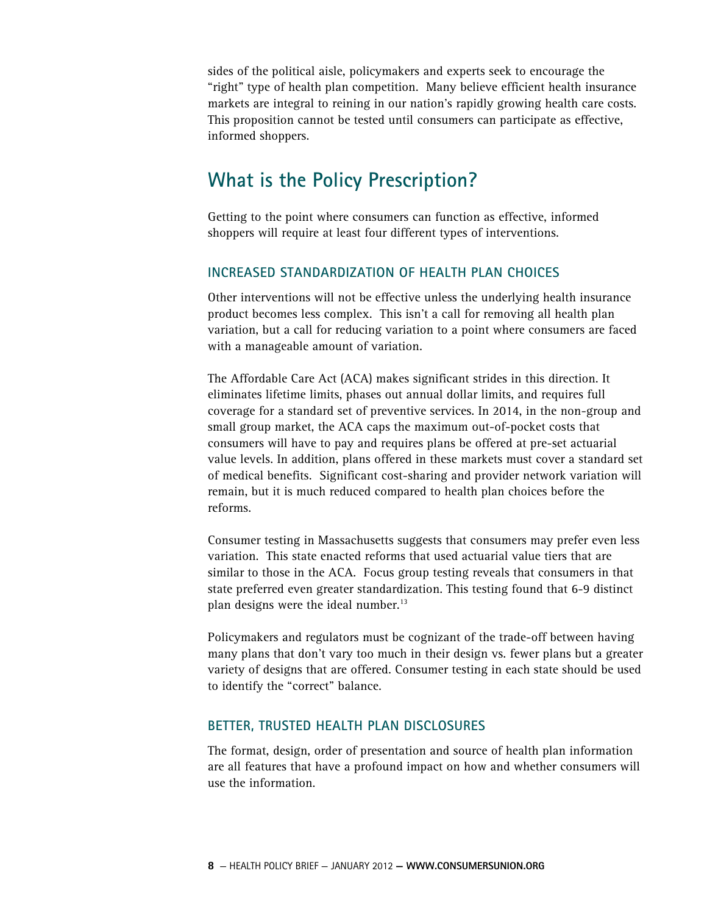sides of the political aisle, policymakers and experts seek to encourage the "right" type of health plan competition. Many believe efficient health insurance markets are integral to reining in our nation's rapidly growing health care costs. This proposition cannot be tested until consumers can participate as effective, informed shoppers.

## What is the Policy Prescription?

Getting to the point where consumers can function as effective, informed shoppers will require at least four different types of interventions.

### INCREASED STANDARDIZATION OF HEALTH PLAN CHOICES

Other interventions will not be effective unless the underlying health insurance product becomes less complex. This isn't a call for removing all health plan variation, but a call for reducing variation to a point where consumers are faced with a manageable amount of variation.

The Affordable Care Act (ACA) makes significant strides in this direction. It eliminates lifetime limits, phases out annual dollar limits, and requires full coverage for a standard set of preventive services. In 2014, in the non-group and small group market, the ACA caps the maximum out-of-pocket costs that consumers will have to pay and requires plans be offered at pre-set actuarial value levels. In addition, plans offered in these markets must cover a standard set of medical benefits. Significant cost-sharing and provider network variation will remain, but it is much reduced compared to health plan choices before the reforms.

Consumer testing in Massachusetts suggests that consumers may prefer even less variation. This state enacted reforms that used actuarial value tiers that are similar to those in the ACA. Focus group testing reveals that consumers in that state preferred even greater standardization. This testing found that 6-9 distinct plan designs were the ideal number.[13]

Policymakers and regulators must be cognizant of the trade-off between having many plans that don't vary too much in their design vs. fewer plans but a greater variety of designs that are offered. Consumer testing in each state should be used to identify the "correct" balance.

### BETTER, TRUSTED HEALTH PLAN DISCLOSURES

The format, design, order of presentation and source of health plan information are all features that have a profound impact on how and whether consumers will use the information.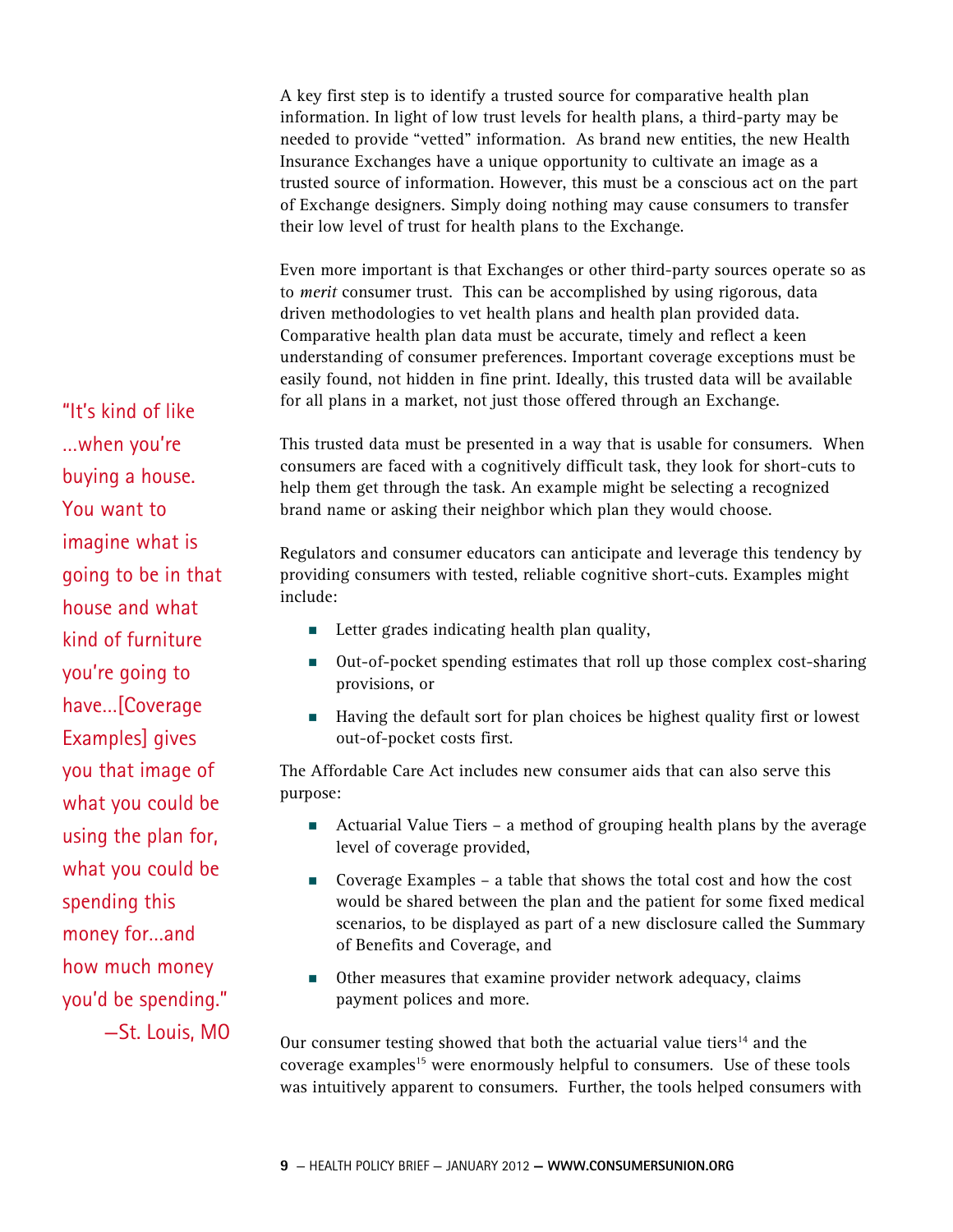A key first step is to identify a trusted source for comparative health plan information. In light of low trust levels for health plans, a third-party may be needed to provide "vetted" information. As brand new entities, the new Health Insurance Exchanges have a unique opportunity to cultivate an image as a trusted source of information. However, this must be a conscious act on the part of Exchange designers. Simply doing nothing may cause consumers to transfer their low level of trust for health plans to the Exchange.

Even more important is that Exchanges or other third-party sources operate so as to *merit* consumer trust. This can be accomplished by using rigorous, data driven methodologies to vet health plans and health plan provided data. Comparative health plan data must be accurate, timely and reflect a keen understanding of consumer preferences. Important coverage exceptions must be easily found, not hidden in fine print. Ideally, this trusted data will be available for all plans in a market, not just those offered through an Exchange.

> "It's kind of like …when you're buying a house. You want to imagine what is going to be in that house and what kind of furniture you're going to have…[Coverage Examples] gives you that image of what you could be using the plan for, what you could be spending this money for…and how much money you'd be spending."
> —St. Louis, MO

This trusted data must be presented in a way that is usable for consumers. When consumers are faced with a cognitively difficult task, they look for short-cuts to help them get through the task. An example might be selecting a recognized brand name or asking their neighbor which plan they would choose.

Regulators and consumer educators can anticipate and leverage this tendency by providing consumers with tested, reliable cognitive short-cuts. Examples might include:

- Letter grades indicating health plan quality,
- Out-of-pocket spending estimates that roll up those complex cost-sharing provisions, or
- Having the default sort for plan choices be highest quality first or lowest out-of-pocket costs first.

The Affordable Care Act includes new consumer aids that can also serve this purpose:

- Actuarial Value Tiers – a method of grouping health plans by the average level of coverage provided,
- Coverage Examples – a table that shows the total cost and how the cost would be shared between the plan and the patient for some fixed medical scenarios, to be displayed as part of a new disclosure called the Summary of Benefits and Coverage, and
- Other measures that examine provider network adequacy, claims payment polices and more.

Our consumer testing showed that both the actuarial value tiers[14] and the coverage examples[15] were enormously helpful to consumers. Use of these tools was intuitively apparent to consumers. Further, the tools helped consumers with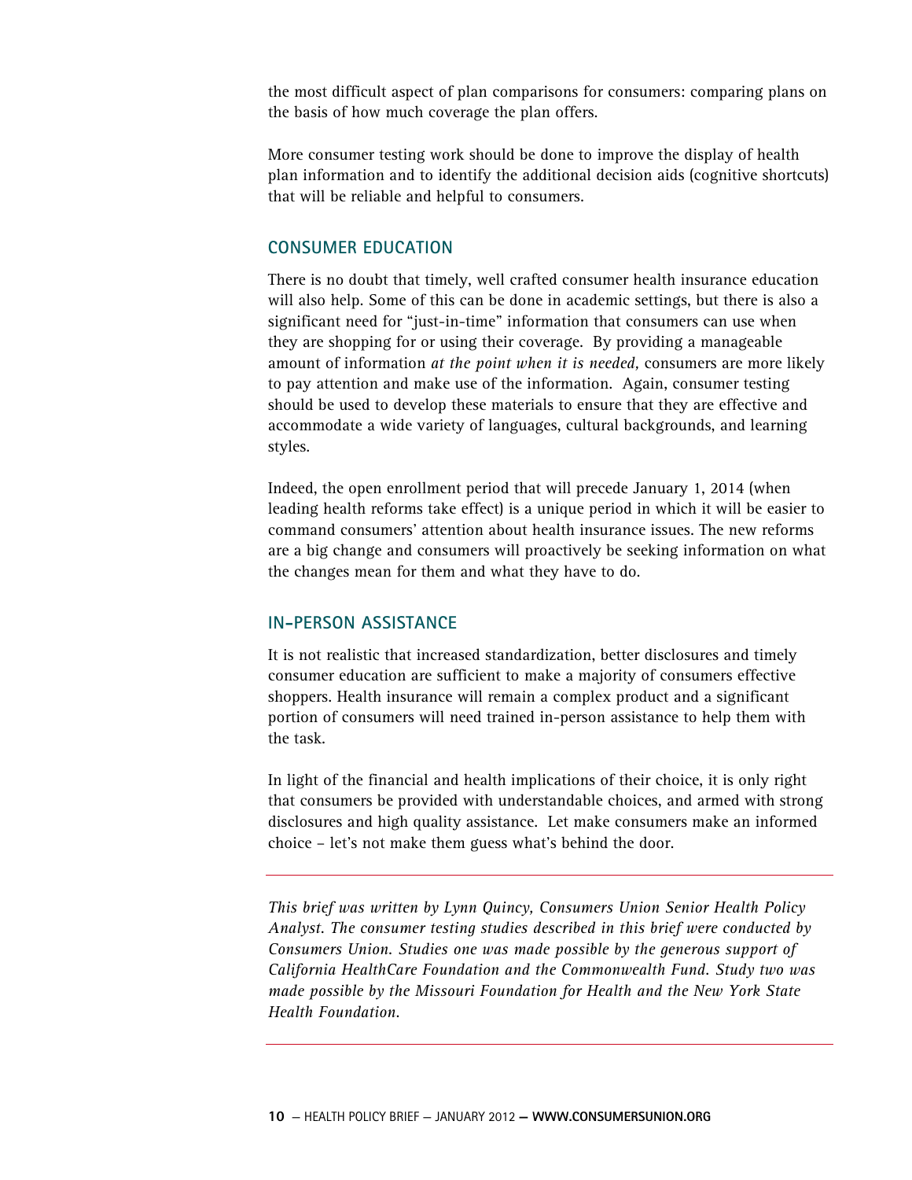the most difficult aspect of plan comparisons for consumers: comparing plans on the basis of how much coverage the plan offers.

More consumer testing work should be done to improve the display of health plan information and to identify the additional decision aids (cognitive shortcuts) that will be reliable and helpful to consumers.

### CONSUMER EDUCATION

There is no doubt that timely, well crafted consumer health insurance education will also help. Some of this can be done in academic settings, but there is also a significant need for "just-in-time" information that consumers can use when they are shopping for or using their coverage. By providing a manageable amount of information *at the point when it is needed,* consumers are more likely to pay attention and make use of the information. Again, consumer testing should be used to develop these materials to ensure that they are effective and accommodate a wide variety of languages, cultural backgrounds, and learning styles.

Indeed, the open enrollment period that will precede January 1, 2014 (when leading health reforms take effect) is a unique period in which it will be easier to command consumers' attention about health insurance issues. The new reforms are a big change and consumers will proactively be seeking information on what the changes mean for them and what they have to do.

### IN-PERSON ASSISTANCE

It is not realistic that increased standardization, better disclosures and timely consumer education are sufficient to make a majority of consumers effective shoppers. Health insurance will remain a complex product and a significant portion of consumers will need trained in-person assistance to help them with the task.

In light of the financial and health implications of their choice, it is only right that consumers be provided with understandable choices, and armed with strong disclosures and high quality assistance. Let make consumers make an informed choice – let's not make them guess what's behind the door.

---

*This brief was written by Lynn Quincy, Consumers Union Senior Health Policy Analyst. The consumer testing studies described in this brief were conducted by Consumers Union. Studies one was made possible by the generous support of California HealthCare Foundation and the Commonwealth Fund. Study two was made possible by the Missouri Foundation for Health and the New York State Health Foundation.*

---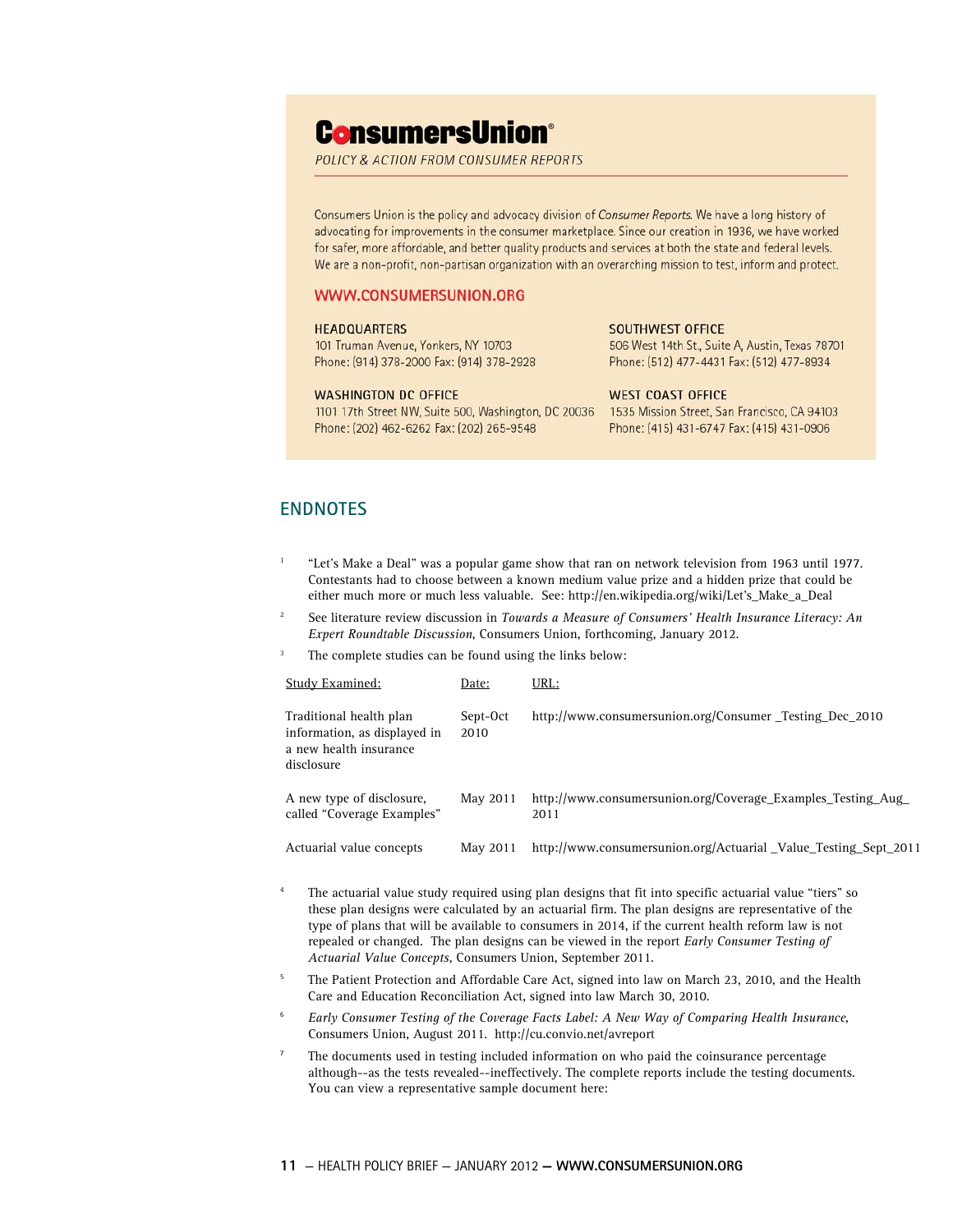# ConsumersUnion®

*POLICY & ACTION FROM CONSUMER REPORTS*

Consumers Union is the policy and advocacy division of *Consumer Reports*. We have a long history of advocating for improvements in the consumer marketplace. Since our creation in 1936, we have worked for safer, more affordable, and better quality products and services at both the state and federal levels. We are a non-profit, non-partisan organization with an overarching mission to test, inform and protect.

**WWW.CONSUMERSUNION.ORG**

**HEADQUARTERS**
101 Truman Avenue, Yonkers, NY 10703
Phone: (914) 378-2000 Fax: (914) 378-2928

**WASHINGTON DC OFFICE**
1101 17th Street NW, Suite 500, Washington, DC 20036
Phone: (202) 462-6262 Fax: (202) 265-9548

**SOUTHWEST OFFICE**
506 West 14th St., Suite A, Austin, Texas 78701
Phone: (512) 477-4431 Fax: (512) 477-8934

**WEST COAST OFFICE**
1535 Mission Street, San Francisco, CA 94103
Phone: (415) 431-6747 Fax: (415) 431-0906

## ENDNOTES

1. "Let's Make a Deal" was a popular game show that ran on network television from 1963 until 1977. Contestants had to choose between a known medium value prize and a hidden prize that could be either much more or much less valuable. See: http://en.wikipedia.org/wiki/Let's_Make_a_Deal

2. See literature review discussion in *Towards a Measure of Consumers' Health Insurance Literacy: An Expert Roundtable Discussion*, Consumers Union, forthcoming, January 2012.

3. The complete studies can be found using the links below:

| Study Examined: | Date: | URL: |
|---|---|---|
| Traditional health plan information, as displayed in a new health insurance disclosure | Sept-Oct 2010 | http://www.consumersunion.org/Consumer _Testing_Dec_2010 |
| A new type of disclosure, called "Coverage Examples" | May 2011 | http://www.consumersunion.org/Coverage_Examples_Testing_Aug_2011 |
| Actuarial value concepts | May 2011 | http://www.consumersunion.org/Actuarial _Value_Testing_Sept_2011 |

4. The actuarial value study required using plan designs that fit into specific actuarial value "tiers" so these plan designs were calculated by an actuarial firm. The plan designs are representative of the type of plans that will be available to consumers in 2014, if the current health reform law is not repealed or changed. The plan designs can be viewed in the report *Early Consumer Testing of Actuarial Value Concepts*, Consumers Union, September 2011.

5. The Patient Protection and Affordable Care Act, signed into law on March 23, 2010, and the Health Care and Education Reconciliation Act, signed into law March 30, 2010.

6. *Early Consumer Testing of the Coverage Facts Label: A New Way of Comparing Health Insurance*, Consumers Union, August 2011. http://cu.convio.net/avreport

7. The documents used in testing included information on who paid the coinsurance percentage although--as the tests revealed--ineffectively. The complete reports include the testing documents. You can view a representative sample document here: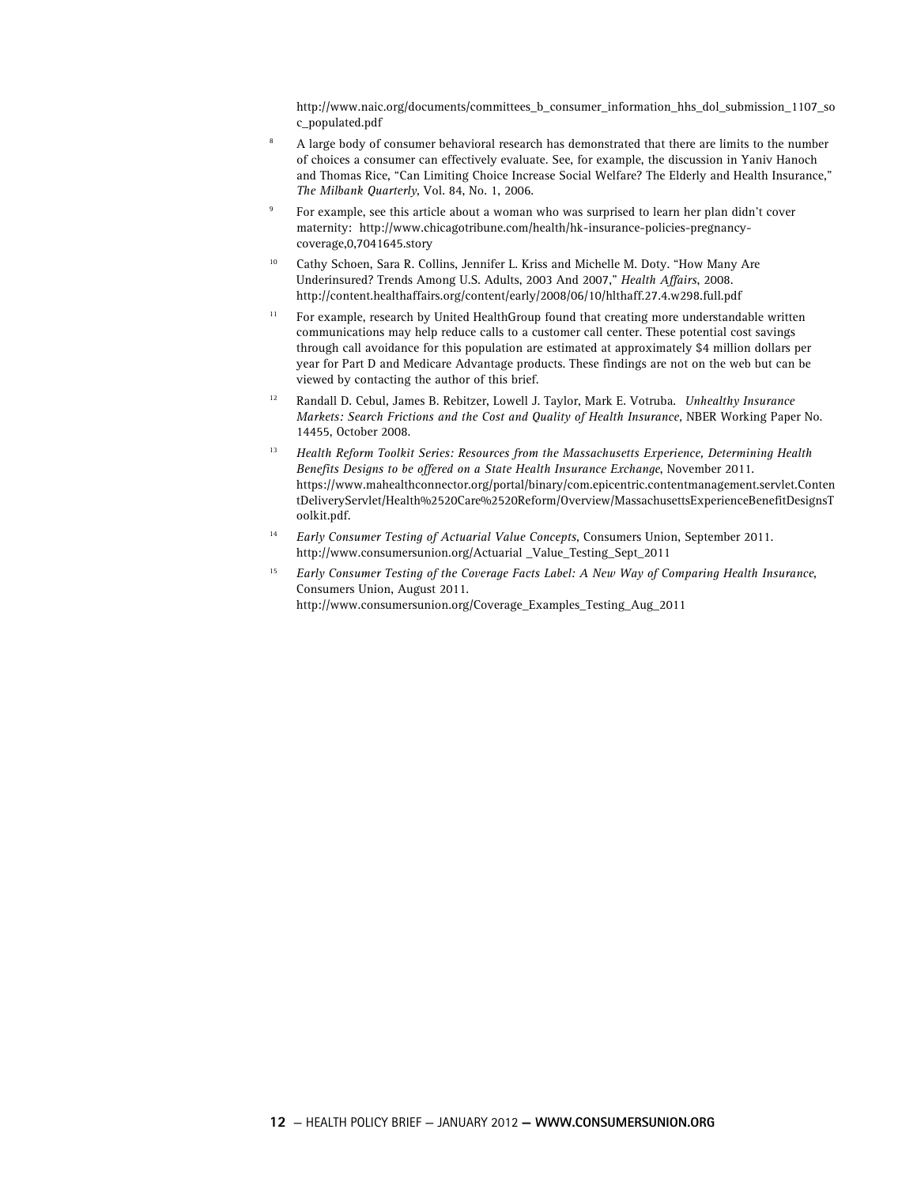http://www.naic.org/documents/committees_b_consumer_information_hhs_dol_submission_1107_soc_populated.pdf

[8] A large body of consumer behavioral research has demonstrated that there are limits to the number of choices a consumer can effectively evaluate. See, for example, the discussion in Yaniv Hanoch and Thomas Rice, "Can Limiting Choice Increase Social Welfare? The Elderly and Health Insurance," *The Milbank Quarterly*, Vol. 84, No. 1, 2006.

[9] For example, see this article about a woman who was surprised to learn her plan didn't cover maternity: http://www.chicagotribune.com/health/hk-insurance-policies-pregnancy-coverage,0,7041645.story

[10] Cathy Schoen, Sara R. Collins, Jennifer L. Kriss and Michelle M. Doty. "How Many Are Underinsured? Trends Among U.S. Adults, 2003 And 2007," *Health Affairs*, 2008. http://content.healthaffairs.org/content/early/2008/06/10/hlthaff.27.4.w298.full.pdf

[11] For example, research by United HealthGroup found that creating more understandable written communications may help reduce calls to a customer call center. These potential cost savings through call avoidance for this population are estimated at approximately $4 million dollars per year for Part D and Medicare Advantage products. These findings are not on the web but can be viewed by contacting the author of this brief.

[12] Randall D. Cebul, James B. Rebitzer, Lowell J. Taylor, Mark E. Votruba. *Unhealthy Insurance Markets: Search Frictions and the Cost and Quality of Health Insurance,* NBER Working Paper No. 14455, October 2008.

[13] *Health Reform Toolkit Series: Resources from the Massachusetts Experience, Determining Health Benefits Designs to be offered on a State Health Insurance Exchange*, November 2011. https://www.mahealthconnector.org/portal/binary/com.epicentric.contentmanagement.servlet.ContentDeliveryServlet/Health%2520Care%2520Reform/Overview/MassachusettsExperienceBenefitDesignsToolkit.pdf.

[14] *Early Consumer Testing of Actuarial Value Concepts*, Consumers Union, September 2011. http://www.consumersunion.org/Actuarial _Value_Testing_Sept_2011

[15] *Early Consumer Testing of the Coverage Facts Label: A New Way of Comparing Health Insurance*, Consumers Union, August 2011. http://www.consumersunion.org/Coverage_Examples_Testing_Aug_2011